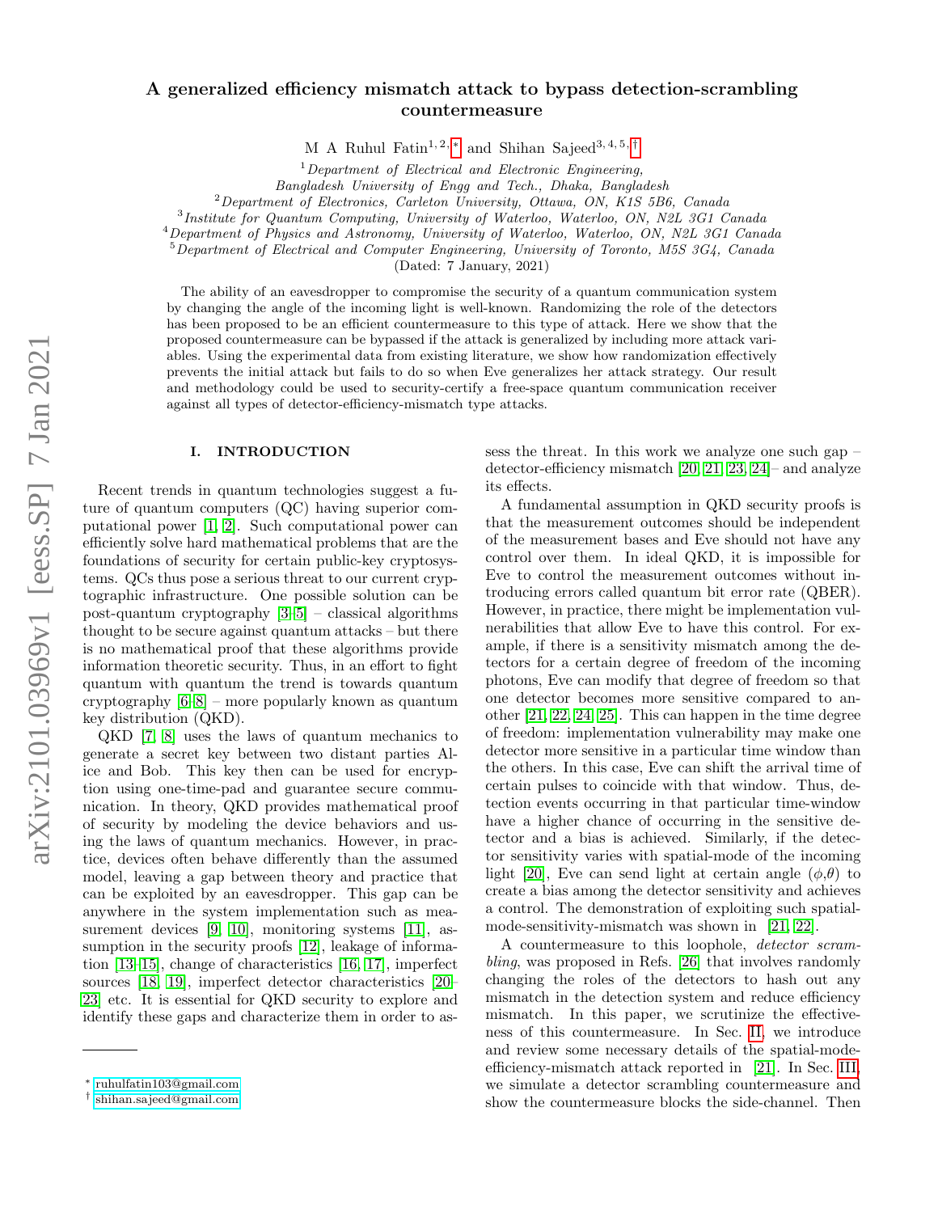# A generalized efficiency mismatch attack to bypass detection-scrambling countermeasure

M A Ruhul Fatin[1,2,*] and Shihan Sajeed[3,4,5,†]

[1] *Department of Electrical and Electronic Engineering, Bangladesh University of Engg and Tech., Dhaka, Bangladesh*
[2] *Department of Electronics, Carleton University, Ottawa, ON, K1S 5B6, Canada*
[3] *Institute for Quantum Computing, University of Waterloo, Waterloo, ON, N2L 3G1 Canada*
[4] *Department of Physics and Astronomy, University of Waterloo, Waterloo, ON, N2L 3G1 Canada*
[5] *Department of Electrical and Computer Engineering, University of Toronto, M5S 3G4, Canada*

(Dated: 7 January, 2021)

The ability of an eavesdropper to compromise the security of a quantum communication system by changing the angle of the incoming light is well-known. Randomizing the role of the detectors has been proposed to be an efficient countermeasure to this type of attack. Here we show that the proposed countermeasure can be bypassed if the attack is generalized by including more attack variables. Using the experimental data from existing literature, we show how randomization effectively prevents the initial attack but fails to do so when Eve generalizes her attack strategy. Our result and methodology could be used to security-certify a free-space quantum communication receiver against all types of detector-efficiency-mismatch type attacks.

## I. INTRODUCTION

Recent trends in quantum technologies suggest a future of quantum computers (QC) having superior computational power [1, 2]. Such computational power can efficiently solve hard mathematical problems that are the foundations of security for certain public-key cryptosystems. QCs thus pose a serious threat to our current cryptographic infrastructure. One possible solution can be post-quantum cryptography [3–5] – classical algorithms thought to be secure against quantum attacks – but there is no mathematical proof that these algorithms provide information theoretic security. Thus, in an effort to fight quantum with quantum the trend is towards quantum cryptography [6–8] – more popularly known as quantum key distribution (QKD).

QKD [7, 8] uses the laws of quantum mechanics to generate a secret key between two distant parties Alice and Bob. This key then can be used for encryption using one-time-pad and guarantee secure communication. In theory, QKD provides mathematical proof of security by modeling the device behaviors and using the laws of quantum mechanics. However, in practice, devices often behave differently than the assumed model, leaving a gap between theory and practice that can be exploited by an eavesdropper. This gap can be anywhere in the system implementation such as measurement devices [9, 10], monitoring systems [11], assumption in the security proofs [12], leakage of information [13–15], change of characteristics [16, 17], imperfect sources [18, 19], imperfect detector characteristics [20–23] etc. It is essential for QKD security to explore and identify these gaps and characterize them in order to assess the threat. In this work we analyze one such gap – detector-efficiency mismatch [20, 21, 23, 24]– and analyze its effects.

A fundamental assumption in QKD security proofs is that the measurement outcomes should be independent of the measurement bases and Eve should not have any control over them. In ideal QKD, it is impossible for Eve to control the measurement outcomes without introducing errors called quantum bit error rate (QBER). However, in practice, there might be implementation vulnerabilities that allow Eve to have this control. For example, if there is a sensitivity mismatch among the detectors for a certain degree of freedom of the incoming photons, Eve can modify that degree of freedom so that one detector becomes more sensitive compared to another [21, 22, 24, 25]. This can happen in the time degree of freedom: implementation vulnerability may make one detector more sensitive in a particular time window than the others. In this case, Eve can shift the arrival time of certain pulses to coincide with that window. Thus, detection events occurring in that particular time-window have a higher chance of occurring in the sensitive detector and a bias is achieved. Similarly, if the detector sensitivity varies with spatial-mode of the incoming light [20], Eve can send light at certain angle ($\phi$,$\theta$) to create a bias among the detector sensitivity and achieves a control. The demonstration of exploiting such spatial-mode-sensitivity-mismatch was shown in [21, 22].

A countermeasure to this loophole, *detector scrambling*, was proposed in Refs. [26] that involves randomly changing the roles of the detectors to hash out any mismatch in the detection system and reduce efficiency mismatch. In this paper, we scrutinize the effectiveness of this countermeasure. In Sec. II, we introduce and review some necessary details of the spatial-mode-efficiency-mismatch attack reported in [21]. In Sec. III, we simulate a detector scrambling countermeasure and show the countermeasure blocks the side-channel. Then

* ruhulfatin103@gmail.com
† shihan.sajeed@gmail.com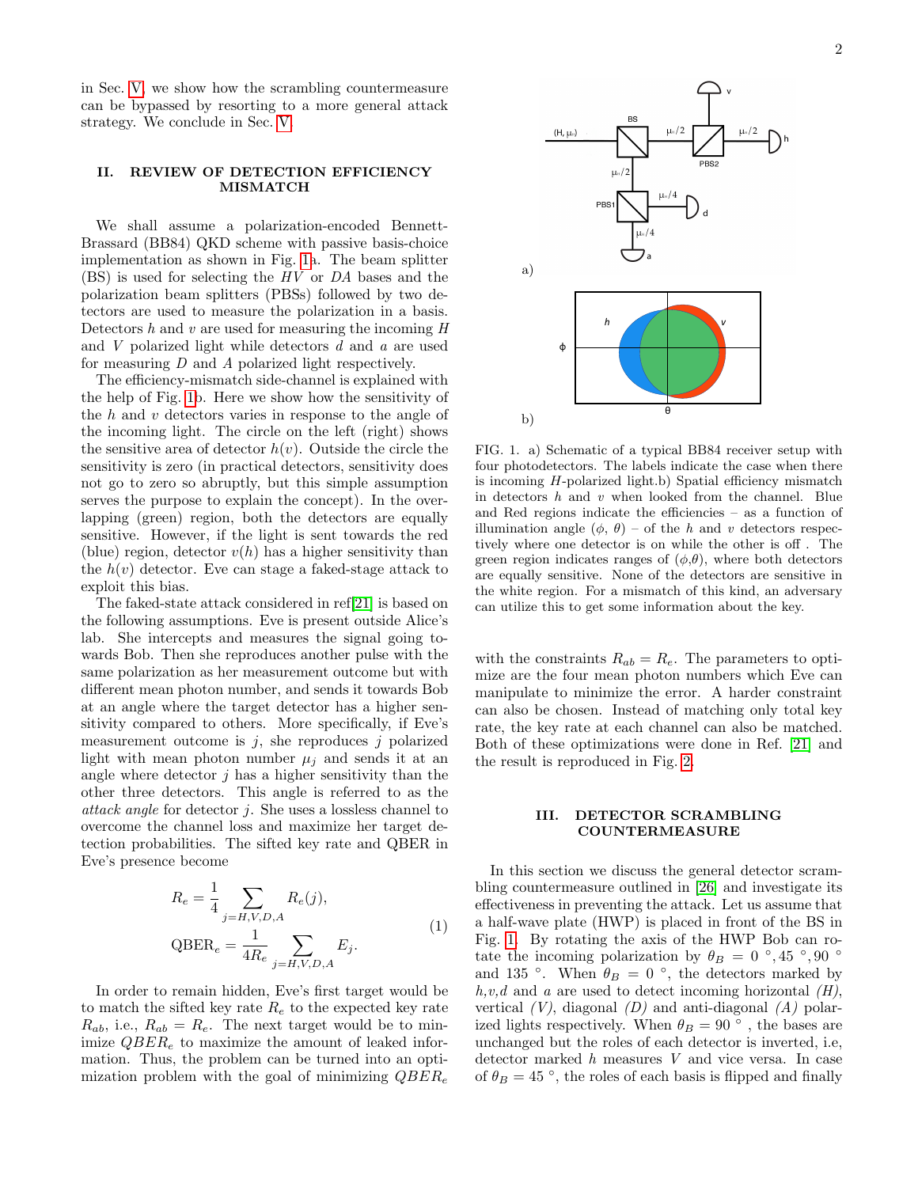in Sec. V, we show how the scrambling countermeasure can be bypassed by resorting to a more general attack strategy. We conclude in Sec. V.

## II. REVIEW OF DETECTION EFFICIENCY MISMATCH

We shall assume a polarization-encoded Bennett-Brassard (BB84) QKD scheme with passive basis-choice implementation as shown in Fig. 1a. The beam splitter (BS) is used for selecting the $HV$ or $DA$ bases and the polarization beam splitters (PBSs) followed by two detectors are used to measure the polarization in a basis. Detectors $h$ and $v$ are used for measuring the incoming $H$ and $V$ polarized light while detectors $d$ and $a$ are used for measuring $D$ and $A$ polarized light respectively.

The efficiency-mismatch side-channel is explained with the help of Fig. 1b. Here we show how the sensitivity of the $h$ and $v$ detectors varies in response to the angle of the incoming light. The circle on the left (right) shows the sensitive area of detector $h(v)$. Outside the circle the sensitivity is zero (in practical detectors, sensitivity does not go to zero so abruptly, but this simple assumption serves the purpose to explain the concept). In the overlapping (green) region, both the detectors are equally sensitive. However, if the light is sent towards the red (blue) region, detector $v(h)$ has a higher sensitivity than the $h(v)$ detector. Eve can stage a faked-stage attack to exploit this bias.

The faked-state attack considered in ref[21] is based on the following assumptions. Eve is present outside Alice's lab. She intercepts and measures the signal going towards Bob. Then she reproduces another pulse with the same polarization as her measurement outcome but with different mean photon number, and sends it towards Bob at an angle where the target detector has a higher sensitivity compared to others. More specifically, if Eve's measurement outcome is $j$, she reproduces $j$ polarized light with mean photon number $\mu_j$ and sends it at an angle where detector $j$ has a higher sensitivity than the other three detectors. This angle is referred to as the *attack angle* for detector $j$. She uses a lossless channel to overcome the channel loss and maximize her target detection probabilities. The sifted key rate and QBER in Eve's presence become

$$
\begin{aligned}
R_e &= \frac{1}{4}\sum_{j=H,V,D,A} R_e(j), \\
\text{QBER}_e &= \frac{1}{4R_e}\sum_{j=H,V,D,A} E_j.
\end{aligned}
\tag{1}
$$

In order to remain hidden, Eve's first target would be to match the sifted key rate $R_e$ to the expected key rate $R_{ab}$, i.e., $R_{ab} = R_e$. The next target would be to minimize $QBER_e$ to maximize the amount of leaked information. Thus, the problem can be turned into an optimization problem with the goal of minimizing $QBER_e$ with the constraints $R_{ab} = R_e$. The parameters to optimize are the four mean photon numbers which Eve can manipulate to minimize the error. A harder constraint can also be chosen. Instead of matching only total key rate, the key rate at each channel can also be matched. Both of these optimizations were done in Ref. [21] and the result is reproduced in Fig. 2.

FIG. 1. a) Schematic of a typical BB84 receiver setup with four photodetectors. The labels indicate the case when there is incoming $H$-polarized light.b) Spatial efficiency mismatch in detectors $h$ and $v$ when looked from the channel. Blue and Red regions indicate the efficiencies – as a function of illumination angle ($\phi$, $\theta$) – of the $h$ and $v$ detectors respectively where one detector is on while the other is off . The green region indicates ranges of ($\phi$,$\theta$), where both detectors are equally sensitive. None of the detectors are sensitive in the white region. For a mismatch of this kind, an adversary can utilize this to get some information about the key.

## III. DETECTOR SCRAMBLING COUNTERMEASURE

In this section we discuss the general detector scrambling countermeasure outlined in [26] and investigate its effectiveness in preventing the attack. Let us assume that a half-wave plate (HWP) is placed in front of the BS in Fig. 1. By rotating the axis of the HWP Bob can rotate the incoming polarization by $\theta_B = 0$ °, $45$ °, $90$ ° and $135$ °. When $\theta_B = 0$ °, the detectors marked by *h*,*v*,*d* and *a* are used to detect incoming horizontal *(H)*, vertical *(V)*, diagonal *(D)* and anti-diagonal *(A)* polarized lights respectively. When $\theta_B = 90$ ° , the bases are unchanged but the roles of each detector is inverted, i.e, detector marked $h$ measures $V$ and vice versa. In case of $\theta_B = 45$ °, the roles of each basis is flipped and finally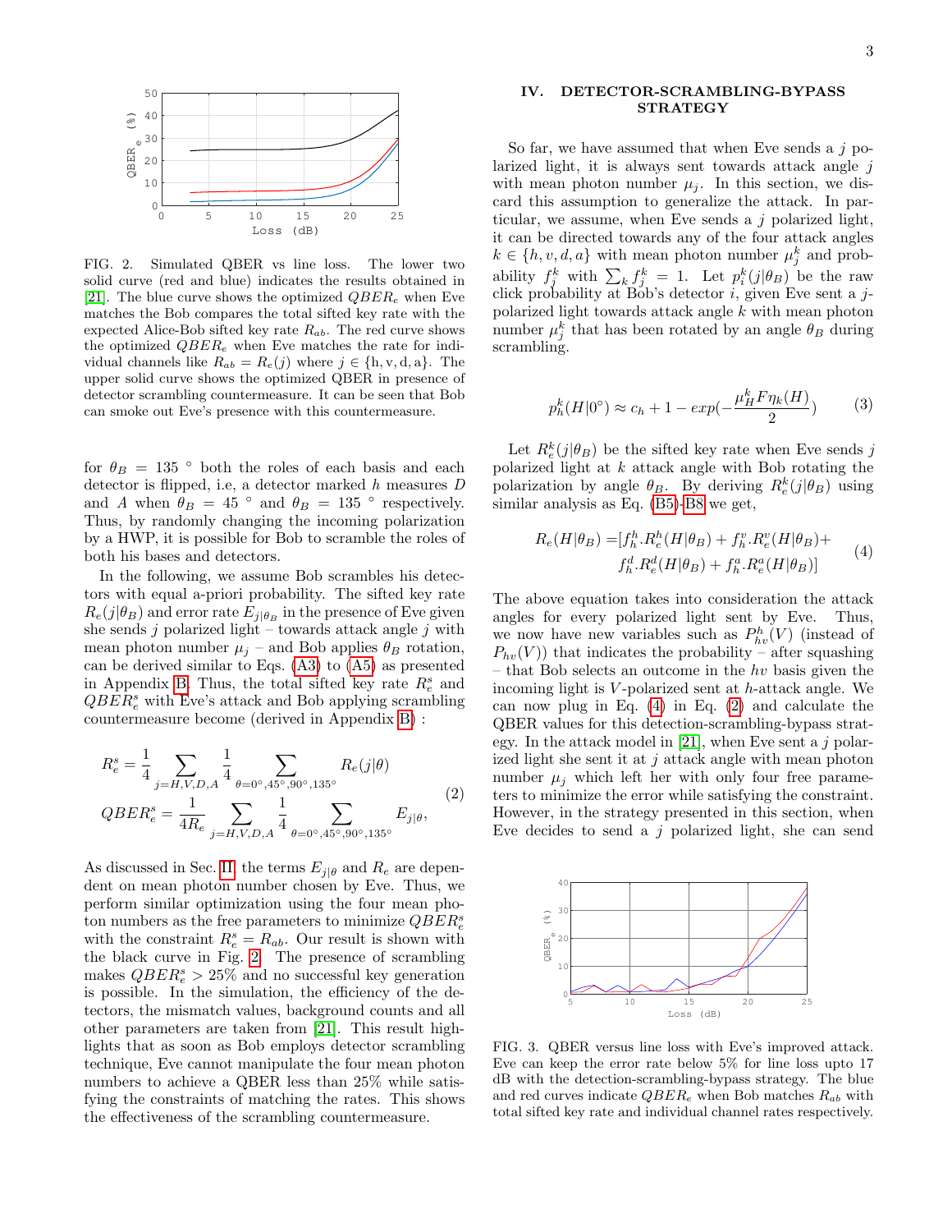FIG. 2. Simulated QBER vs line loss. The lower two solid curve (red and blue) indicates the results obtained in [21]. The blue curve shows the optimized $QBER_e$ when Eve matches the Bob compares the total sifted key rate with the expected Alice-Bob sifted key rate $R_{ab}$. The red curve shows the optimized $QBER_e$ when Eve matches the rate for individual channels like $R_{ab} = R_e(j)$ where $j \in \{\mathrm{h, v, d, a}\}$. The upper solid curve shows the optimized QBER in presence of detector scrambling countermeasure. It can be seen that Bob can smoke out Eve's presence with this countermeasure.

for $\theta_B = 135$ ° both the roles of each basis and each detector is flipped, i.e, a detector marked $h$ measures $D$ and $A$ when $\theta_B = 45$ ° and $\theta_B = 135$ ° respectively. Thus, by randomly changing the incoming polarization by a HWP, it is possible for Bob to scramble the roles of both his bases and detectors.

In the following, we assume Bob scrambles his detectors with equal a-priori probability. The sifted key rate $R_e(j|\theta_B)$ and error rate $E_{j|\theta_B}$ in the presence of Eve given she sends $j$ polarized light – towards attack angle $j$ with mean photon number $\mu_j$ – and Bob applies $\theta_B$ rotation, can be derived similar to Eqs. (A3) to (A5) as presented in Appendix B. Thus, the total sifted key rate $R_e^s$ and $QBER_e^s$ with Eve's attack and Bob applying scrambling countermeasure become (derived in Appendix B) :

$$
\begin{aligned}
R_e^s &= \frac{1}{4}\sum_{j=H,V,D,A}\frac{1}{4}\sum_{\theta=0^\circ,45^\circ,90^\circ,135^\circ} R_e(j|\theta)\\
QBER_e^s &= \frac{1}{4R_e}\sum_{j=H,V,D,A}\frac{1}{4}\sum_{\theta=0^\circ,45^\circ,90^\circ,135^\circ} E_{j|\theta},
\end{aligned} \tag{2}
$$

As discussed in Sec. II, the terms $E_{j|\theta}$ and $R_e$ are dependent on mean photon number chosen by Eve. Thus, we perform similar optimization using the four mean photon numbers as the free parameters to minimize $QBER_e^s$ with the constraint $R_e^s = R_{ab}$. Our result is shown with the black curve in Fig. 2. The presence of scrambling makes $QBER_e^s > 25\%$ and no successful key generation is possible. In the simulation, the efficiency of the detectors, the mismatch values, background counts and all other parameters are taken from [21]. This result highlights that as soon as Bob employs detector scrambling technique, Eve cannot manipulate the four mean photon numbers to achieve a QBER less than 25% while satisfying the constraints of matching the rates. This shows the effectiveness of the scrambling countermeasure.

## IV. DETECTOR-SCRAMBLING-BYPASS STRATEGY

So far, we have assumed that when Eve sends a $j$ polarized light, it is always sent towards attack angle $j$ with mean photon number $\mu_j$. In this section, we discard this assumption to generalize the attack. In particular, we assume, when Eve sends a $j$ polarized light, it can be directed towards any of the four attack angles $k \in \{h, v, d, a\}$ with mean photon number $\mu_j^k$ and probability $f_j^k$ with $\sum_k f_j^k = 1$. Let $p_i^k(j|\theta_B)$ be the raw click probability at Bob's detector $i$, given Eve sent a $j$-polarized light towards attack angle $k$ with mean photon number $\mu_j^k$ that has been rotated by an angle $\theta_B$ during scrambling.

$$
p_h^k(H|0^\circ) \approx c_h + 1 - exp(-\frac{\mu_H^k F \eta_k(H)}{2}) \tag{3}
$$

Let $R_e^k(j|\theta_B)$ be the sifted key rate when Eve sends $j$ polarized light at $k$ attack angle with Bob rotating the polarization by angle $\theta_B$. By deriving $R_e^k(j|\theta_B)$ using similar analysis as Eq. (B5)-B8 we get,

$$
\begin{aligned}
R_e(H|\theta_B) =& [f_h^h . R_e^h(H|\theta_B) + f_h^v . R_e^v(H|\theta_B) +\\
& f_h^d . R_e^d(H|\theta_B) + f_h^a . R_e^a(H|\theta_B)]
\end{aligned} \tag{4}
$$

The above equation takes into consideration the attack angles for every polarized light sent by Eve. Thus, we now have new variables such as $P_{hv}^h(V)$ (instead of $P_{hv}(V)$) that indicates the probability – after squashing – that Bob selects an outcome in the $hv$ basis given the incoming light is $V$-polarized sent at $h$-attack angle. We can now plug in Eq. (4) in Eq. (2) and calculate the QBER values for this detection-scrambling-bypass strategy. In the attack model in [21], when Eve sent a $j$ polarized light she sent it at $j$ attack angle with mean photon number $\mu_j$ which left her with only four free parameters to minimize the error while satisfying the constraint. However, in the strategy presented in this section, when Eve decides to send a $j$ polarized light, she can send

FIG. 3. QBER versus line loss with Eve's improved attack. Eve can keep the error rate below 5% for line loss upto 17 dB with the detection-scrambling-bypass strategy. The blue and red curves indicate $QBER_e$ when Bob matches $R_{ab}$ with total sifted key rate and individual channel rates respectively.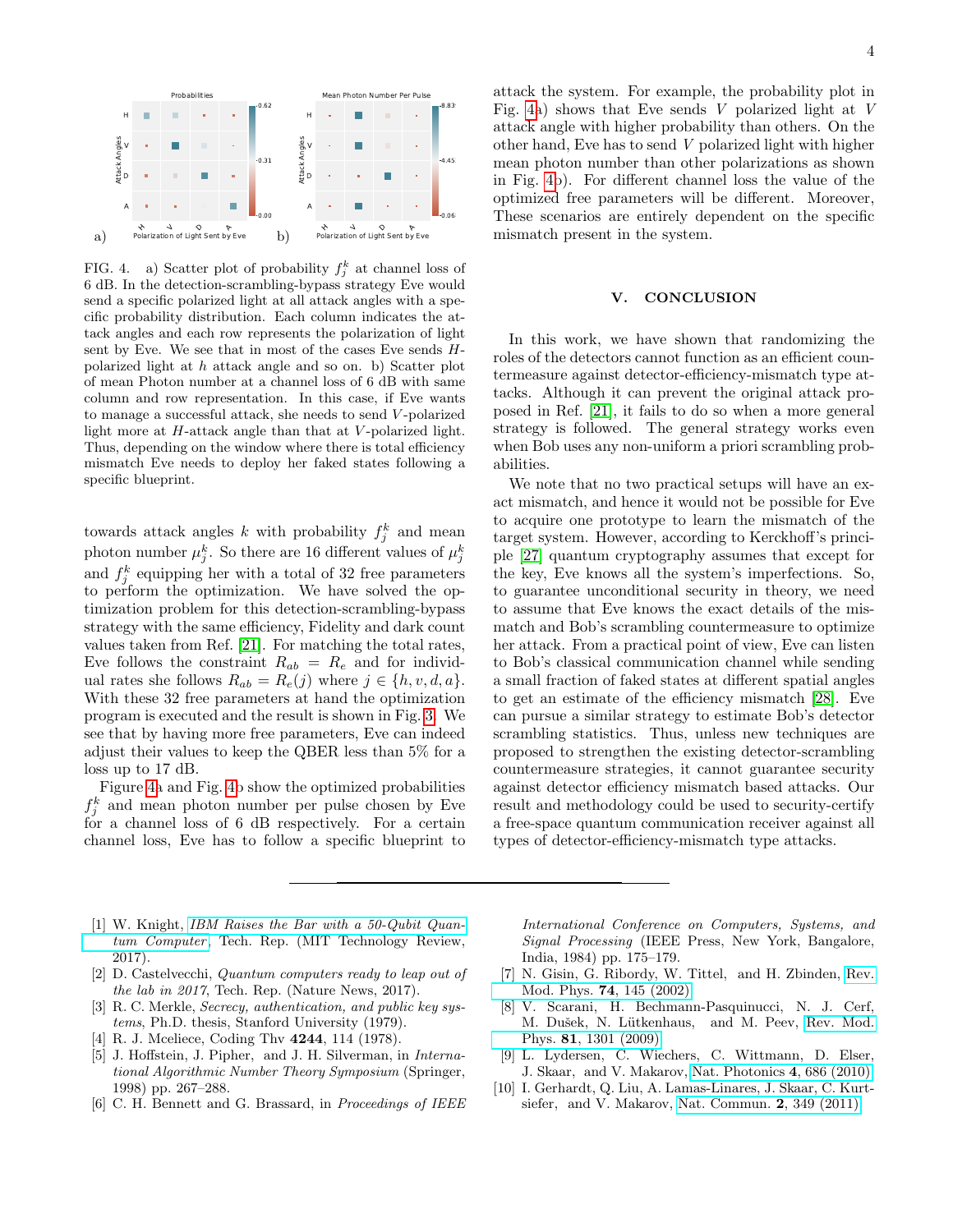FIG. 4. a) Scatter plot of probability $f_j^k$ at channel loss of 6 dB. In the detection-scrambling-bypass strategy Eve would send a specific polarized light at all attack angles with a specific probability distribution. Each column indicates the attack angles and each row represents the polarization of light sent by Eve. We see that in most of the cases Eve sends $H$-polarized light at $h$ attack angle and so on. b) Scatter plot of mean Photon number at a channel loss of 6 dB with same column and row representation. In this case, if Eve wants to manage a successful attack, she needs to send $V$-polarized light more at $H$-attack angle than that at $V$-polarized light. Thus, depending on the window where there is total efficiency mismatch Eve needs to deploy her faked states following a specific blueprint.

towards attack angles $k$ with probability $f_j^k$ and mean photon number $\mu_j^k$. So there are 16 different values of $\mu_j^k$ and $f_j^k$ equipping her with a total of 32 free parameters to perform the optimization. We have solved the optimization problem for this detection-scrambling-bypass strategy with the same efficiency, Fidelity and dark count values taken from Ref. [21]. For matching the total rates, Eve follows the constraint $R_{ab} = R_e$ and for individual rates she follows $R_{ab} = R_e(j)$ where $j \in \{h, v, d, a\}$. With these 32 free parameters at hand the optimization program is executed and the result is shown in Fig. 3. We see that by having more free parameters, Eve can indeed adjust their values to keep the QBER less than 5% for a loss up to 17 dB.

Figure 4a and Fig. 4b show the optimized probabilities $f_j^k$ and mean photon number per pulse chosen by Eve for a channel loss of 6 dB respectively. For a certain channel loss, Eve has to follow a specific blueprint to attack the system. For example, the probability plot in Fig. 4a) shows that Eve sends $V$ polarized light at $V$ attack angle with higher probability than others. On the other hand, Eve has to send $V$ polarized light with higher mean photon number than other polarizations as shown in Fig. 4b). For different channel loss the value of the optimized free parameters will be different. Moreover, These scenarios are entirely dependent on the specific mismatch present in the system.

## V. CONCLUSION

In this work, we have shown that randomizing the roles of the detectors cannot function as an efficient countermeasure against detector-efficiency-mismatch type attacks. Although it can prevent the original attack proposed in Ref. [21], it fails to do so when a more general strategy is followed. The general strategy works even when Bob uses any non-uniform a priori scrambling probabilities.

We note that no two practical setups will have an exact mismatch, and hence it would not be possible for Eve to acquire one prototype to learn the mismatch of the target system. However, according to Kerckhoff's principle [27] quantum cryptography assumes that except for the key, Eve knows all the system's imperfections. So, to guarantee unconditional security in theory, we need to assume that Eve knows the exact details of the mismatch and Bob's scrambling countermeasure to optimize her attack. From a practical point of view, Eve can listen to Bob's classical communication channel while sending a small fraction of faked states at different spatial angles to get an estimate of the efficiency mismatch [28]. Eve can pursue a similar strategy to estimate Bob's detector scrambling statistics. Thus, unless new techniques are proposed to strengthen the existing detector-scrambling countermeasure strategies, it cannot guarantee security against detector efficiency mismatch based attacks. Our result and methodology could be used to security-certify a free-space quantum communication receiver against all types of detector-efficiency-mismatch type attacks.

---

[1] W. Knight, *IBM Raises the Bar with a 50-Qubit Quantum Computer*, Tech. Rep. (MIT Technology Review, 2017).

[2] D. Castelvecchi, *Quantum computers ready to leap out of the lab in 2017*, Tech. Rep. (Nature News, 2017).

[3] R. C. Merkle, *Secrecy, authentication, and public key systems*, Ph.D. thesis, Stanford University (1979).

[4] R. J. Mceliece, Coding Thv **4244**, 114 (1978).

[5] J. Hoffstein, J. Pipher, and J. H. Silverman, in *International Algorithmic Number Theory Symposium* (Springer, 1998) pp. 267–288.

[6] C. H. Bennett and G. Brassard, in *Proceedings of IEEE International Conference on Computers, Systems, and Signal Processing* (IEEE Press, New York, Bangalore, India, 1984) pp. 175–179.

[7] N. Gisin, G. Ribordy, W. Tittel, and H. Zbinden, Rev. Mod. Phys. **74**, 145 (2002).

[8] V. Scarani, H. Bechmann-Pasquinucci, N. J. Cerf, M. Dušek, N. Lütkenhaus, and M. Peev, Rev. Mod. Phys. **81**, 1301 (2009).

[9] L. Lydersen, C. Wiechers, C. Wittmann, D. Elser, J. Skaar, and V. Makarov, Nat. Photonics **4**, 686 (2010).

[10] I. Gerhardt, Q. Liu, A. Lamas-Linares, J. Skaar, C. Kurtsiefer, and V. Makarov, Nat. Commun. **2**, 349 (2011).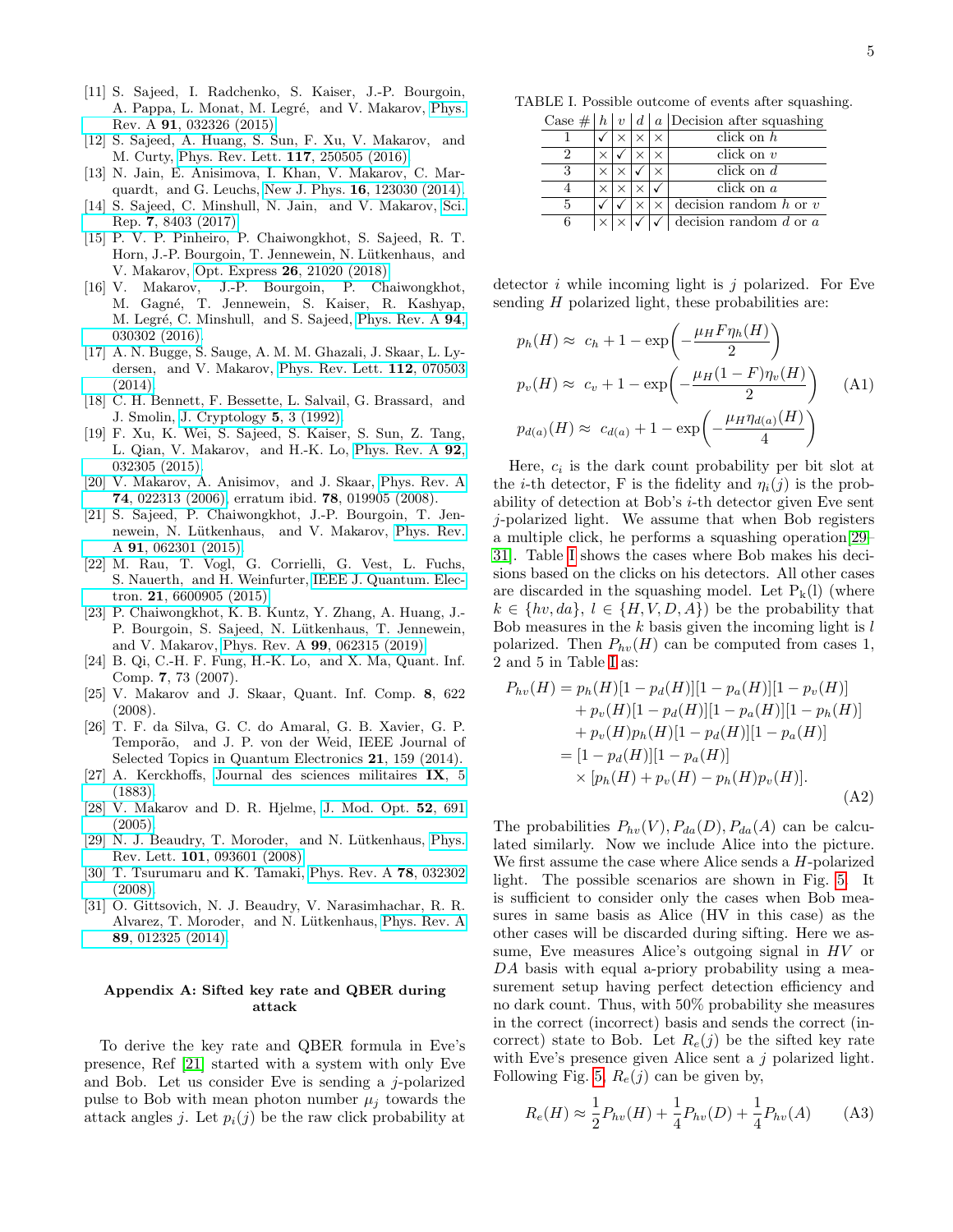[11] S. Sajeed, I. Radchenko, S. Kaiser, J.-P. Bourgoin, A. Pappa, L. Monat, M. Legré, and V. Makarov, Phys. Rev. A **91**, 032326 (2015).

[12] S. Sajeed, A. Huang, S. Sun, F. Xu, V. Makarov, and M. Curty, Phys. Rev. Lett. **117**, 250505 (2016).

[13] N. Jain, E. Anisimova, I. Khan, V. Makarov, C. Marquardt, and G. Leuchs, New J. Phys. **16**, 123030 (2014).

[14] S. Sajeed, C. Minshull, N. Jain, and V. Makarov, Sci. Rep. **7**, 8403 (2017).

[15] P. V. P. Pinheiro, P. Chaiwongkhot, S. Sajeed, R. T. Horn, J.-P. Bourgoin, T. Jennewein, N. Lütkenhaus, and V. Makarov, Opt. Express **26**, 21020 (2018).

[16] V. Makarov, J.-P. Bourgoin, P. Chaiwongkhot, M. Gagné, T. Jennewein, S. Kaiser, R. Kashyap, M. Legré, C. Minshull, and S. Sajeed, Phys. Rev. A **94**, 030302 (2016).

[17] A. N. Bugge, S. Sauge, A. M. M. Ghazali, J. Skaar, L. Lydersen, and V. Makarov, Phys. Rev. Lett. **112**, 070503 (2014).

[18] C. H. Bennett, F. Bessette, L. Salvail, G. Brassard, and J. Smolin, J. Cryptology **5**, 3 (1992).

[19] F. Xu, K. Wei, S. Sajeed, S. Kaiser, S. Sun, Z. Tang, L. Qian, V. Makarov, and H.-K. Lo, Phys. Rev. A **92**, 032305 (2015).

[20] V. Makarov, A. Anisimov, and J. Skaar, Phys. Rev. A **74**, 022313 (2006), erratum ibid. **78**, 019905 (2008).

[21] S. Sajeed, P. Chaiwongkhot, J.-P. Bourgoin, T. Jennewein, N. Lütkenhaus, and V. Makarov, Phys. Rev. A **91**, 062301 (2015).

[22] M. Rau, T. Vogl, G. Corrielli, G. Vest, L. Fuchs, S. Nauerth, and H. Weinfurter, IEEE J. Quantum. Electron. **21**, 6600905 (2015).

[23] P. Chaiwongkhot, K. B. Kuntz, Y. Zhang, A. Huang, J.-P. Bourgoin, S. Sajeed, N. Lütkenhaus, T. Jennewein, and V. Makarov, Phys. Rev. A **99**, 062315 (2019).

[24] B. Qi, C.-H. F. Fung, H.-K. Lo, and X. Ma, Quant. Inf. Comp. **7**, 73 (2007).

[25] V. Makarov and J. Skaar, Quant. Inf. Comp. **8**, 622 (2008).

[26] T. F. da Silva, G. C. do Amaral, G. B. Xavier, G. P. Temporão, and J. P. von der Weid, IEEE Journal of Selected Topics in Quantum Electronics **21**, 159 (2014).

[27] A. Kerckhoffs, Journal des sciences militaires **IX**, 5 (1883).

[28] V. Makarov and D. R. Hjelme, J. Mod. Opt. **52**, 691 (2005).

[29] N. J. Beaudry, T. Moroder, and N. Lütkenhaus, Phys. Rev. Lett. **101**, 093601 (2008).

[30] T. Tsurumaru and K. Tamaki, Phys. Rev. A **78**, 032302 (2008).

[31] O. Gittsovich, N. J. Beaudry, V. Narasimhachar, R. R. Alvarez, T. Moroder, and N. Lütkenhaus, Phys. Rev. A **89**, 012325 (2014).

## Appendix A: Sifted key rate and QBER during attack

To derive the key rate and QBER formula in Eve's presence, Ref [21] started with a system with only Eve and Bob. Let us consider Eve is sending a $j$-polarized pulse to Bob with mean photon number $\mu_j$ towards the attack angles $j$. Let $p_i(j)$ be the raw click probability at detector $i$ while incoming light is $j$ polarized. For Eve sending $H$ polarized light, these probabilities are:

$$\begin{aligned} p_h(H) &\approx \; c_h + 1 - \exp\left(-\frac{\mu_H F \eta_h(H)}{2}\right) \\ p_v(H) &\approx \; c_v + 1 - \exp\left(-\frac{\mu_H (1-F) \eta_v(H)}{2}\right) \\ p_{d(a)}(H) &\approx \; c_{d(a)} + 1 - \exp\left(-\frac{\mu_H \eta_{d(a)}(H)}{4}\right) \end{aligned} \tag{A1}$$

Here, $c_i$ is the dark count probability per bit slot at the $i$-th detector, F is the fidelity and $\eta_i(j)$ is the probability of detection at Bob's $i$-th detector given Eve sent $j$-polarized light. We assume that when Bob registers a multiple click, he performs a squashing operation[29–31]. Table I shows the cases where Bob makes his decisions based on the clicks on his detectors. All other cases are discarded in the squashing model. Let $P_k(l)$ (where $k \in \{hv, da\}$, $l \in \{H, V, D, A\}$) be the probability that Bob measures in the $k$ basis given the incoming light is $l$ polarized. Then $P_{hv}(H)$ can be computed from cases 1, 2 and 5 in Table I as:

TABLE I. Possible outcome of events after squashing.

| Case # | $h$ | $v$ | $d$ | $a$ | Decision after squashing |
|---|---|---|---|---|---|
| 1 | ✓ | × | × | × | click on $h$ |
| 2 | × | ✓ | × | × | click on $v$ |
| 3 | × | × | ✓ | × | click on $d$ |
| 4 | × | × | × | ✓ | click on $a$ |
| 5 | ✓ | ✓ | × | × | decision random $h$ or $v$ |
| 6 | × | × | ✓ | ✓ | decision random $d$ or $a$ |

$$\begin{aligned} P_{hv}(H) &= p_h(H)[1-p_d(H)][1-p_a(H)][1-p_v(H)] \\ &\quad + p_v(H)[1-p_d(H)][1-p_a(H)][1-p_h(H)] \\ &\quad + p_v(H)p_h(H)[1-p_d(H)][1-p_a(H)] \\ &= [1-p_d(H)][1-p_a(H)] \\ &\quad \times [p_h(H) + p_v(H) - p_h(H)p_v(H)]. \end{aligned} \tag{A2}$$

The probabilities $P_{hv}(V), P_{da}(D), P_{da}(A)$ can be calculated similarly. Now we include Alice into the picture. We first assume the case where Alice sends a $H$-polarized light. The possible scenarios are shown in Fig. 5. It is sufficient to consider only the cases when Bob measures in same basis as Alice (HV in this case) as the other cases will be discarded during sifting. Here we assume, Eve measures Alice's outgoing signal in $HV$ or $DA$ basis with equal a-priory probability using a measurement setup having perfect detection efficiency and no dark count. Thus, with 50% probability she measures in the correct (incorrect) basis and sends the correct (incorrect) state to Bob. Let $R_e(j)$ be the sifted key rate with Eve's presence given Alice sent a $j$ polarized light. Following Fig. 5, $R_e(j)$ can be given by,

$$R_e(H) \approx \frac{1}{2}P_{hv}(H) + \frac{1}{4}P_{hv}(D) + \frac{1}{4}P_{hv}(A) \tag{A3}$$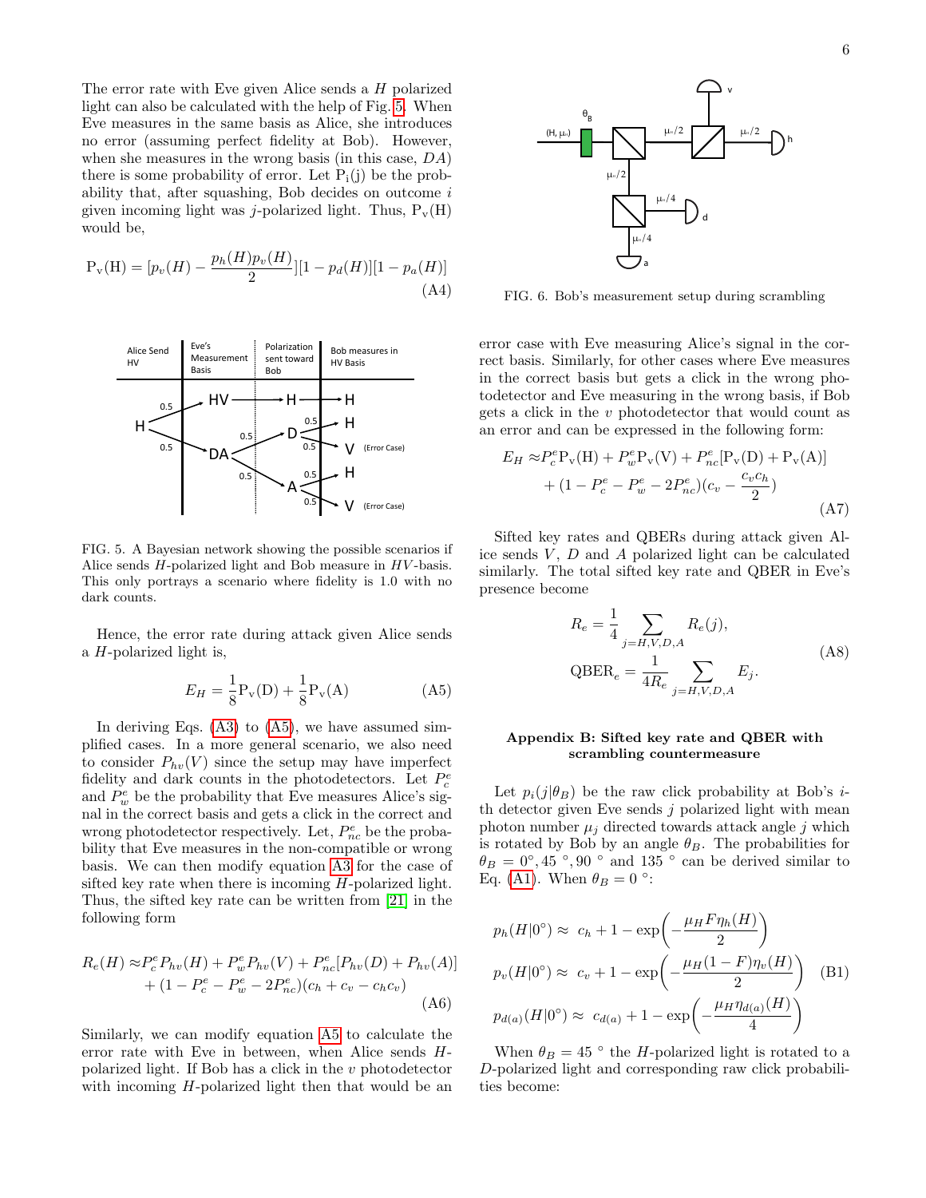The error rate with Eve given Alice sends a $H$ polarized light can also be calculated with the help of Fig. 5. When Eve measures in the same basis as Alice, she introduces no error (assuming perfect fidelity at Bob). However, when she measures in the wrong basis (in this case, $DA$) there is some probability of error. Let $\mathrm{P_i(j)}$ be the probability that, after squashing, Bob decides on outcome $i$ given incoming light was $j$-polarized light. Thus, $\mathrm{P_v(H)}$ would be,

$$\mathrm{P_v(H)} = [p_v(H) - \frac{p_h(H)p_v(H)}{2}][1 - p_d(H)][1 - p_a(H)] \tag{A4}$$

FIG. 5. A Bayesian network showing the possible scenarios if Alice sends $H$-polarized light and Bob measure in $HV$-basis. This only portrays a scenario where fidelity is 1.0 with no dark counts.

Hence, the error rate during attack given Alice sends a $H$-polarized light is,

$$E_H = \frac{1}{8}\mathrm{P_v(D)} + \frac{1}{8}\mathrm{P_v(A)} \tag{A5}$$

In deriving Eqs. (A3) to (A5), we have assumed simplified cases. In a more general scenario, we also need to consider $P_{hv}(V)$ since the setup may have imperfect fidelity and dark counts in the photodetectors. Let $P^e_c$ and $P^e_w$ be the probability that Eve measures Alice's signal in the correct basis and gets a click in the correct and wrong photodetector respectively. Let, $P^e_{nc}$ be the probability that Eve measures in the non-compatible or wrong basis. We can then modify equation A3 for the case of sifted key rate when there is incoming $H$-polarized light. Thus, the sifted key rate can be written from [21] in the following form

$$\begin{aligned} R_e(H) \approx & P^e_c P_{hv}(H) + P^e_w P_{hv}(V) + P^e_{nc}[P_{hv}(D) + P_{hv}(A)] \\ & + (1 - P^e_c - P^e_w - 2P^e_{nc})(c_h + c_v - c_h c_v) \end{aligned} \tag{A6}$$

Similarly, we can modify equation A5 to calculate the error rate with Eve in between, when Alice sends $H$-polarized light. If Bob has a click in the $v$ photodetector with incoming $H$-polarized light then that would be an error case with Eve measuring Alice's signal in the correct basis. Similarly, for other cases where Eve measures in the correct basis but gets a click in the wrong photodetector and Eve measuring in the wrong basis, if Bob gets a click in the $v$ photodetector that would count as an error and can be expressed in the following form:

$$\begin{aligned} E_H \approx & P^e_c \mathrm{P_v(H)} + P^e_w \mathrm{P_v(V)} + P^e_{nc}[\mathrm{P_v(D)} + \mathrm{P_v(A)}] \\ & + (1 - P^e_c - P^e_w - 2P^e_{nc})(c_v - \frac{c_v c_h}{2}) \end{aligned} \tag{A7}$$

FIG. 6. Bob's measurement setup during scrambling

Sifted key rates and QBERs during attack given Alice sends $V$, $D$ and $A$ polarized light can be calculated similarly. The total sifted key rate and QBER in Eve's presence become

$$\begin{aligned} R_e &= \frac{1}{4}\sum_{j=H,V,D,A} R_e(j), \\ \mathrm{QBER}_e &= \frac{1}{4R_e}\sum_{j=H,V,D,A} E_j. \end{aligned} \tag{A8}$$

### Appendix B: Sifted key rate and QBER with scrambling countermeasure

Let $p_i(j|\theta_B)$ be the raw click probability at Bob's $i$-th detector given Eve sends $j$ polarized light with mean photon number $\mu_j$ directed towards attack angle $j$ which is rotated by Bob by an angle $\theta_B$. The probabilities for $\theta_B = 0°, 45°, 90°$ and $135°$ can be derived similar to Eq. (A1). When $\theta_B = 0°$:

$$\begin{aligned} p_h(H|0°) &\approx \; c_h + 1 - \exp\left(-\frac{\mu_H F \eta_h(H)}{2}\right) \\ p_v(H|0°) &\approx \; c_v + 1 - \exp\left(-\frac{\mu_H (1-F) \eta_v(H)}{2}\right) \\ p_{d(a)}(H|0°) &\approx \; c_{d(a)} + 1 - \exp\left(-\frac{\mu_H \eta_{d(a)}(H)}{4}\right) \end{aligned} \tag{B1}$$

When $\theta_B = 45°$ the $H$-polarized light is rotated to a $D$-polarized light and corresponding raw click probabilities become: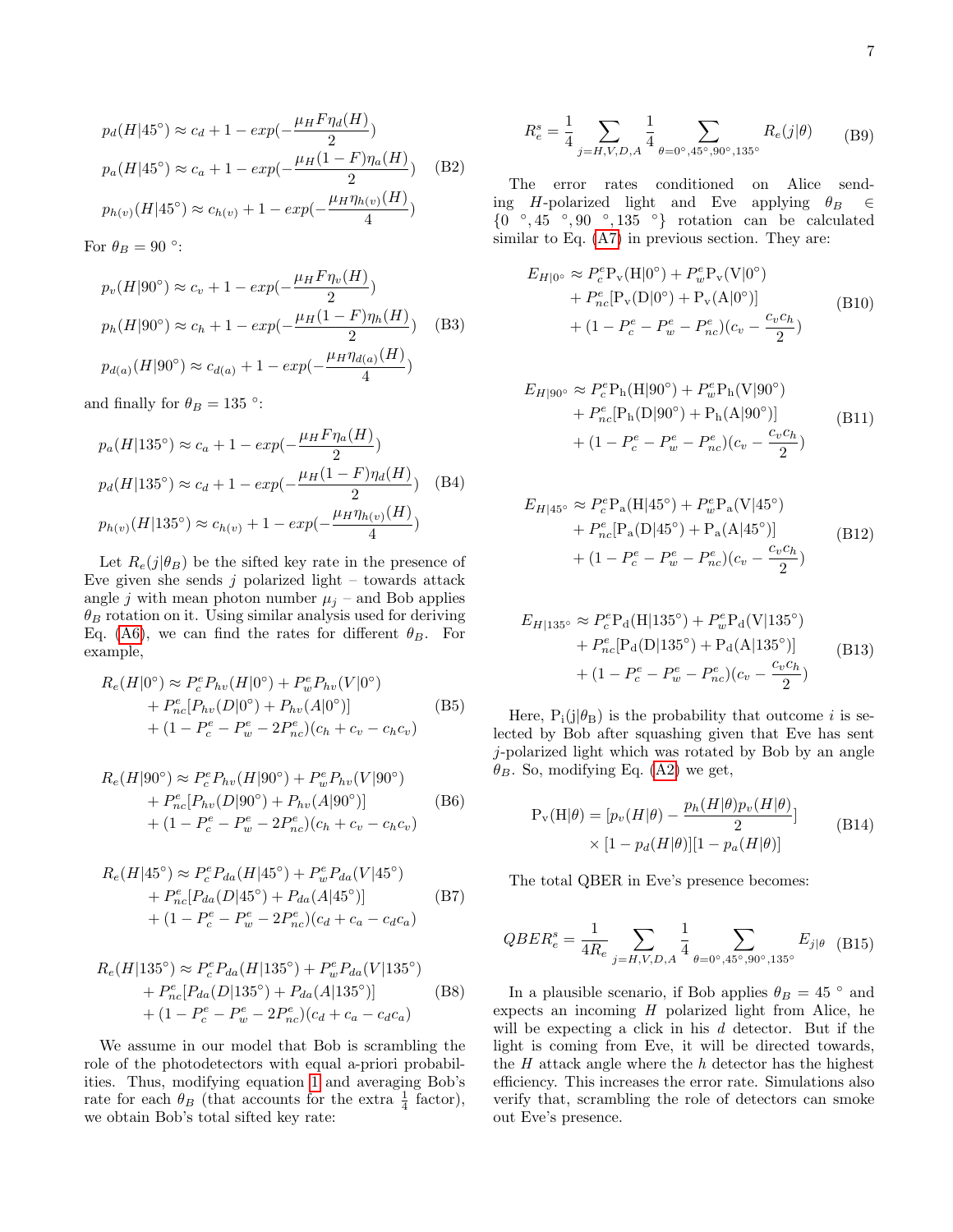$$
\begin{aligned}
p_d(H|45^\circ) &\approx c_d + 1 - exp(-\frac{\mu_H F \eta_d(H)}{2}) \\
p_a(H|45^\circ) &\approx c_a + 1 - exp(-\frac{\mu_H (1-F) \eta_a(H)}{2}) \\
p_{h(v)}(H|45^\circ) &\approx c_{h(v)} + 1 - exp(-\frac{\mu_H \eta_{h(v)}(H)}{4})
\end{aligned}
\quad \text{(B2)}
$$

For $\theta_B = 90\,^\circ$:

$$
\begin{aligned}
p_v(H|90^\circ) &\approx c_v + 1 - exp(-\frac{\mu_H F \eta_v(H)}{2}) \\
p_h(H|90^\circ) &\approx c_h + 1 - exp(-\frac{\mu_H (1-F) \eta_h(H)}{2}) \\
p_{d(a)}(H|90^\circ) &\approx c_{d(a)} + 1 - exp(-\frac{\mu_H \eta_{d(a)}(H)}{4})
\end{aligned}
\quad \text{(B3)}
$$

and finally for $\theta_B = 135\,^\circ$:

$$
\begin{aligned}
p_a(H|135^\circ) &\approx c_a + 1 - exp(-\frac{\mu_H F \eta_a(H)}{2}) \\
p_d(H|135^\circ) &\approx c_d + 1 - exp(-\frac{\mu_H (1-F) \eta_d(H)}{2}) \\
p_{h(v)}(H|135^\circ) &\approx c_{h(v)} + 1 - exp(-\frac{\mu_H \eta_{h(v)}(H)}{4})
\end{aligned}
\quad \text{(B4)}
$$

Let $R_e(j|\theta_B)$ be the sifted key rate in the presence of Eve given she sends $j$ polarized light – towards attack angle $j$ with mean photon number $\mu_j$ – and Bob applies $\theta_B$ rotation on it. Using similar analysis used for deriving Eq. (A6), we can find the rates for different $\theta_B$. For example,

$$
\begin{aligned}
R_e(H|0^\circ) \approx\ & P_c^e P_{hv}(H|0^\circ) + P_w^e P_{hv}(V|0^\circ) \\
& + P_{nc}^e [P_{hv}(D|0^\circ) + P_{hv}(A|0^\circ)] \\
& + (1 - P_c^e - P_w^e - 2P_{nc}^e)(c_h + c_v - c_h c_v)
\end{aligned}
\quad \text{(B5)}
$$

$$
\begin{aligned}
R_e(H|90^\circ) \approx\ & P_c^e P_{hv}(H|90^\circ) + P_w^e P_{hv}(V|90^\circ) \\
& + P_{nc}^e [P_{hv}(D|90^\circ) + P_{hv}(A|90^\circ)] \\
& + (1 - P_c^e - P_w^e - 2P_{nc}^e)(c_h + c_v - c_h c_v)
\end{aligned}
\quad \text{(B6)}
$$

$$
\begin{aligned}
R_e(H|45^\circ) \approx\ & P_c^e P_{da}(H|45^\circ) + P_w^e P_{da}(V|45^\circ) \\
& + P_{nc}^e [P_{da}(D|45^\circ) + P_{da}(A|45^\circ)] \\
& + (1 - P_c^e - P_w^e - 2P_{nc}^e)(c_d + c_a - c_d c_a)
\end{aligned}
\quad \text{(B7)}
$$

$$
\begin{aligned}
R_e(H|135^\circ) \approx\ & P_c^e P_{da}(H|135^\circ) + P_w^e P_{da}(V|135^\circ) \\
& + P_{nc}^e [P_{da}(D|135^\circ) + P_{da}(A|135^\circ)] \\
& + (1 - P_c^e - P_w^e - 2P_{nc}^e)(c_d + c_a - c_d c_a)
\end{aligned}
\quad \text{(B8)}
$$

We assume in our model that Bob is scrambling the role of the photodetectors with equal a-priori probabilities. Thus, modifying equation 1 and averaging Bob's rate for each $\theta_B$ (that accounts for the extra $\frac{1}{4}$ factor), we obtain Bob's total sifted key rate:

$$
R_e^s = \frac{1}{4} \sum_{j=H,V,D,A} \frac{1}{4} \sum_{\theta=0^\circ,45^\circ,90^\circ,135^\circ} R_e(j|\theta) \quad \text{(B9)}
$$

The error rates conditioned on Alice sending $H$-polarized light and Eve applying $\theta_B \in \{0\,^\circ, 45\,^\circ, 90\,^\circ, 135\,^\circ\}$ rotation can be calculated similar to Eq. (A7) in previous section. They are:

$$
\begin{aligned}
E_{H|0^\circ} \approx\ & P_c^e \mathrm{P_v(H|0^\circ)} + P_w^e \mathrm{P_v(V|0^\circ)} \\
& + P_{nc}^e [\mathrm{P_v(D|0^\circ)} + \mathrm{P_v(A|0^\circ)}] \\
& + (1 - P_c^e - P_w^e - P_{nc}^e)(c_v - \frac{c_v c_h}{2})
\end{aligned}
\quad \text{(B10)}
$$

$$
\begin{aligned}
E_{H|90^\circ} \approx\ & P_c^e \mathrm{P_h(H|90^\circ)} + P_w^e \mathrm{P_h(V|90^\circ)} \\
& + P_{nc}^e [\mathrm{P_h(D|90^\circ)} + \mathrm{P_h(A|90^\circ)}] \\
& + (1 - P_c^e - P_w^e - P_{nc}^e)(c_v - \frac{c_v c_h}{2})
\end{aligned}
\quad \text{(B11)}
$$

$$
\begin{aligned}
E_{H|45^\circ} \approx\ & P_c^e \mathrm{P_a(H|45^\circ)} + P_w^e \mathrm{P_a(V|45^\circ)} \\
& + P_{nc}^e [\mathrm{P_a(D|45^\circ)} + \mathrm{P_a(A|45^\circ)}] \\
& + (1 - P_c^e - P_w^e - P_{nc}^e)(c_v - \frac{c_v c_h}{2})
\end{aligned}
\quad \text{(B12)}
$$

$$
\begin{aligned}
E_{H|135^\circ} \approx\ & P_c^e \mathrm{P_d(H|135^\circ)} + P_w^e \mathrm{P_d(V|135^\circ)} \\
& + P_{nc}^e [\mathrm{P_d(D|135^\circ)} + \mathrm{P_d(A|135^\circ)}] \\
& + (1 - P_c^e - P_w^e - P_{nc}^e)(c_v - \frac{c_v c_h}{2})
\end{aligned}
\quad \text{(B13)}
$$

Here, $\mathrm{P_i(j|\theta_B)}$ is the probability that outcome $i$ is selected by Bob after squashing given that Eve has sent $j$-polarized light which was rotated by Bob by an angle $\theta_B$. So, modifying Eq. (A2) we get,

$$
\begin{aligned}
\mathrm{P_v(H|\theta)} = & [p_v(H|\theta) - \frac{p_h(H|\theta) p_v(H|\theta)}{2}] \\
& \times [1 - p_d(H|\theta)][1 - p_a(H|\theta)]
\end{aligned}
\quad \text{(B14)}
$$

The total QBER in Eve's presence becomes:

$$
QBER_e^s = \frac{1}{4R_e} \sum_{j=H,V,D,A} \frac{1}{4} \sum_{\theta=0^\circ,45^\circ,90^\circ,135^\circ} E_{j|\theta} \quad \text{(B15)}
$$

In a plausible scenario, if Bob applies $\theta_B = 45\,^\circ$ and expects an incoming $H$ polarized light from Alice, he will be expecting a click in his $d$ detector. But if the light is coming from Eve, it will be directed towards, the $H$ attack angle where the $h$ detector has the highest efficiency. This increases the error rate. Simulations also verify that, scrambling the role of detectors can smoke out Eve's presence.